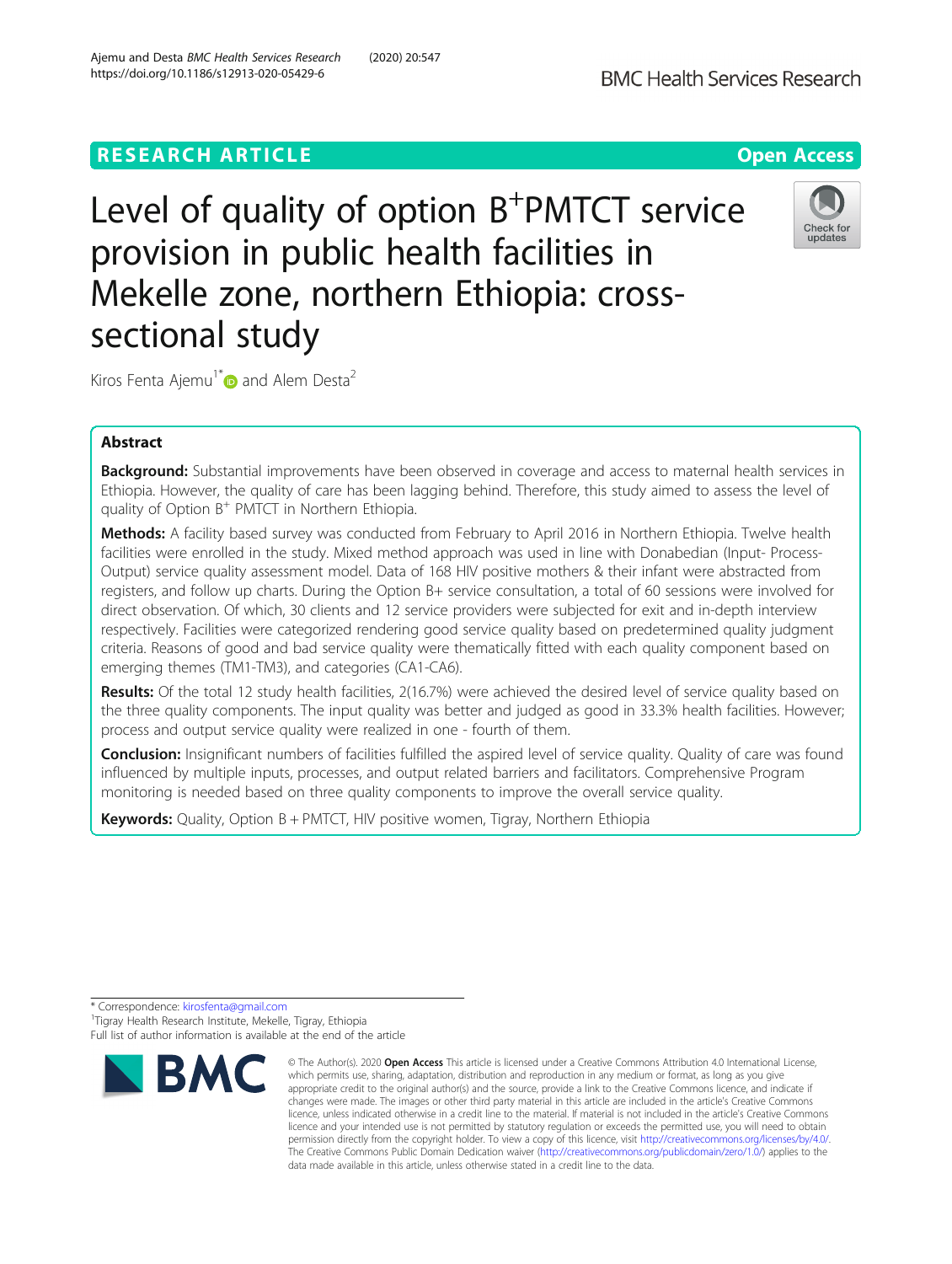RESEARCH ARTICLE

Open Access

# Level of quality of option $B^+$PMTCT service provision in public health facilities in Mekelle zone, northern Ethiopia: cross-sectional study

Kiros Fenta Ajemu[1*] and Alem Desta[2]

## Abstract

**Background:** Substantial improvements have been observed in coverage and access to maternal health services in Ethiopia. However, the quality of care has been lagging behind. Therefore, this study aimed to assess the level of quality of Option $B^+$ PMTCT in Northern Ethiopia.

**Methods:** A facility based survey was conducted from February to April 2016 in Northern Ethiopia. Twelve health facilities were enrolled in the study. Mixed method approach was used in line with Donabedian (Input- Process-Output) service quality assessment model. Data of 168 HIV positive mothers & their infant were abstracted from registers, and follow up charts. During the Option B+ service consultation, a total of 60 sessions were involved for direct observation. Of which, 30 clients and 12 service providers were subjected for exit and in-depth interview respectively. Facilities were categorized rendering good service quality based on predetermined quality judgment criteria. Reasons of good and bad service quality were thematically fitted with each quality component based on emerging themes (TM1-TM3), and categories (CA1-CA6).

**Results:** Of the total 12 study health facilities, 2(16.7%) were achieved the desired level of service quality based on the three quality components. The input quality was better and judged as good in 33.3% health facilities. However; process and output service quality were realized in one - fourth of them.

**Conclusion:** Insignificant numbers of facilities fulfilled the aspired level of service quality. Quality of care was found influenced by multiple inputs, processes, and output related barriers and facilitators. Comprehensive Program monitoring is needed based on three quality components to improve the overall service quality.

**Keywords:** Quality, Option B + PMTCT, HIV positive women, Tigray, Northern Ethiopia

---

\* Correspondence: kirosfenta@gmail.com
[1]Tigray Health Research Institute, Mekelle, Tigray, Ethiopia
Full list of author information is available at the end of the article

© The Author(s). 2020 **Open Access** This article is licensed under a Creative Commons Attribution 4.0 International License, which permits use, sharing, adaptation, distribution and reproduction in any medium or format, as long as you give appropriate credit to the original author(s) and the source, provide a link to the Creative Commons licence, and indicate if changes were made. The images or other third party material in this article are included in the article's Creative Commons licence, unless indicated otherwise in a credit line to the material. If material is not included in the article's Creative Commons licence and your intended use is not permitted by statutory regulation or exceeds the permitted use, you will need to obtain permission directly from the copyright holder. To view a copy of this licence, visit http://creativecommons.org/licenses/by/4.0/. The Creative Commons Public Domain Dedication waiver (http://creativecommons.org/publicdomain/zero/1.0/) applies to the data made available in this article, unless otherwise stated in a credit line to the data.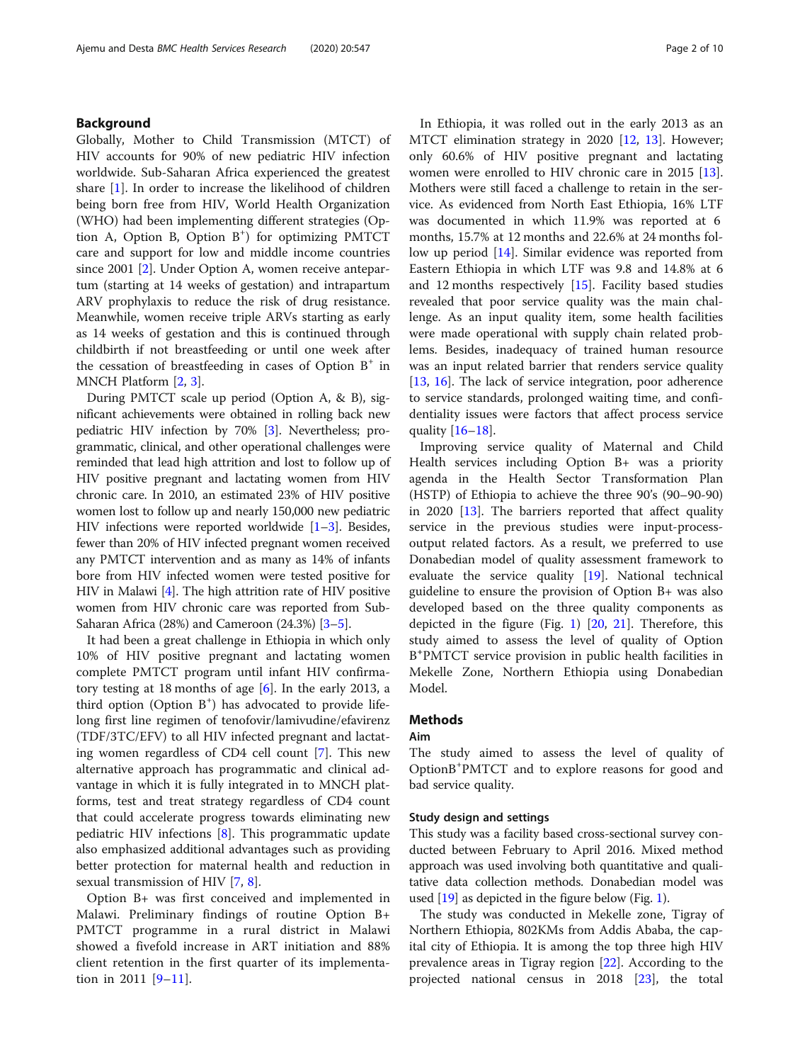## Background

Globally, Mother to Child Transmission (MTCT) of HIV accounts for 90% of new pediatric HIV infection worldwide. Sub-Saharan Africa experienced the greatest share [1]. In order to increase the likelihood of children being born free from HIV, World Health Organization (WHO) had been implementing different strategies (Option A, Option B, Option B$^+$) for optimizing PMTCT care and support for low and middle income countries since 2001 [2]. Under Option A, women receive antepartum (starting at 14 weeks of gestation) and intrapartum ARV prophylaxis to reduce the risk of drug resistance. Meanwhile, women receive triple ARVs starting as early as 14 weeks of gestation and this is continued through childbirth if not breastfeeding or until one week after the cessation of breastfeeding in cases of Option B$^+$ in MNCH Platform [2, 3].

During PMTCT scale up period (Option A, & B), significant achievements were obtained in rolling back new pediatric HIV infection by 70% [3]. Nevertheless; programmatic, clinical, and other operational challenges were reminded that lead high attrition and lost to follow up of HIV positive pregnant and lactating women from HIV chronic care. In 2010, an estimated 23% of HIV positive women lost to follow up and nearly 150,000 new pediatric HIV infections were reported worldwide [1–3]. Besides, fewer than 20% of HIV infected pregnant women received any PMTCT intervention and as many as 14% of infants bore from HIV infected women were tested positive for HIV in Malawi [4]. The high attrition rate of HIV positive women from HIV chronic care was reported from Sub-Saharan Africa (28%) and Cameroon (24.3%) [3–5].

It had been a great challenge in Ethiopia in which only 10% of HIV positive pregnant and lactating women complete PMTCT program until infant HIV confirmatory testing at 18 months of age [6]. In the early 2013, a third option (Option B$^+$) has advocated to provide lifelong first line regimen of tenofovir/lamivudine/efavirenz (TDF/3TC/EFV) to all HIV infected pregnant and lactating women regardless of CD4 cell count [7]. This new alternative approach has programmatic and clinical advantage in which it is fully integrated in to MNCH platforms, test and treat strategy regardless of CD4 count that could accelerate progress towards eliminating new pediatric HIV infections [8]. This programmatic update also emphasized additional advantages such as providing better protection for maternal health and reduction in sexual transmission of HIV [7, 8].

Option B+ was first conceived and implemented in Malawi. Preliminary findings of routine Option B+ PMTCT programme in a rural district in Malawi showed a fivefold increase in ART initiation and 88% client retention in the first quarter of its implementation in 2011 [9–11].

In Ethiopia, it was rolled out in the early 2013 as an MTCT elimination strategy in 2020 [12, 13]. However; only 60.6% of HIV positive pregnant and lactating women were enrolled to HIV chronic care in 2015 [13]. Mothers were still faced a challenge to retain in the service. As evidenced from North East Ethiopia, 16% LTF was documented in which 11.9% was reported at 6 months, 15.7% at 12 months and 22.6% at 24 months follow up period [14]. Similar evidence was reported from Eastern Ethiopia in which LTF was 9.8 and 14.8% at 6 and 12 months respectively [15]. Facility based studies revealed that poor service quality was the main challenge. As an input quality item, some health facilities were made operational with supply chain related problems. Besides, inadequacy of trained human resource was an input related barrier that renders service quality [13, 16]. The lack of service integration, poor adherence to service standards, prolonged waiting time, and confidentiality issues were factors that affect process service quality [16–18].

Improving service quality of Maternal and Child Health services including Option B+ was a priority agenda in the Health Sector Transformation Plan (HSTP) of Ethiopia to achieve the three 90's (90–90-90) in 2020 [13]. The barriers reported that affect quality service in the previous studies were input-process-output related factors. As a result, we preferred to use Donabedian model of quality assessment framework to evaluate the service quality [19]. National technical guideline to ensure the provision of Option B+ was also developed based on the three quality components as depicted in the figure (Fig. 1) [20, 21]. Therefore, this study aimed to assess the level of quality of Option B$^+$PMTCT service provision in public health facilities in Mekelle Zone, Northern Ethiopia using Donabedian Model.

## Methods

### Aim

The study aimed to assess the level of quality of OptionB$^+$PMTCT and to explore reasons for good and bad service quality.

### Study design and settings

This study was a facility based cross-sectional survey conducted between February to April 2016. Mixed method approach was used involving both quantitative and qualitative data collection methods. Donabedian model was used [19] as depicted in the figure below (Fig. 1).

The study was conducted in Mekelle zone, Tigray of Northern Ethiopia, 802KMs from Addis Ababa, the capital city of Ethiopia. It is among the top three high HIV prevalence areas in Tigray region [22]. According to the projected national census in 2018 [23], the total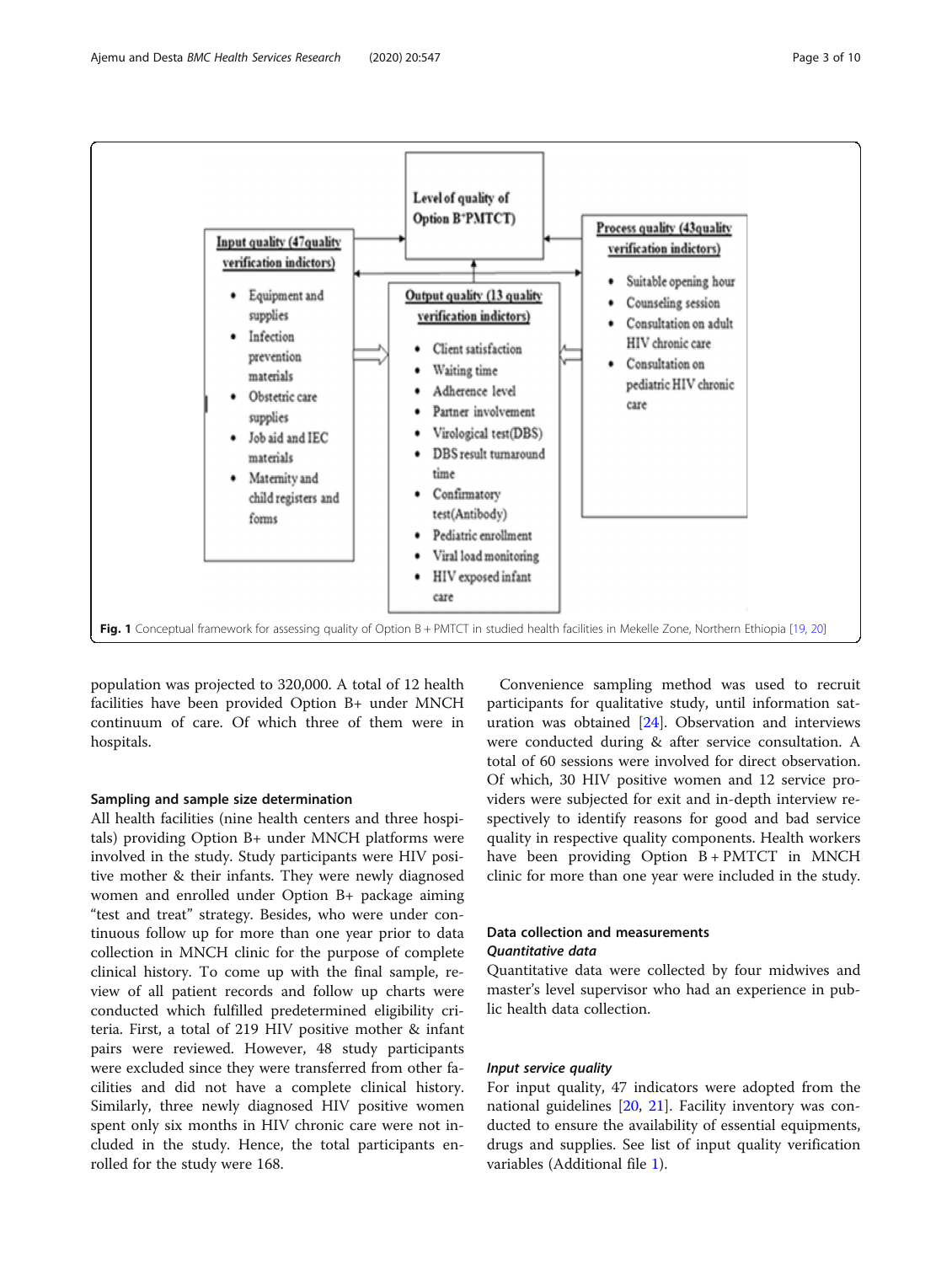Level of quality of Option B+PMTCT)

Input quality (47quality verification indictors)

- Equipment and supplies
- Infection prevention materials
- Obstetric care supplies
- Job aid and IEC materials
- Maternity and child registers and forms

Output quality (13 quality verification indictors)

- Client satisfaction
- Waiting time
- Adherence level
- Partner involvement
- Virological test(DBS)
- DBS result turnaround time
- Confirmatory test(Antibody)
- Pediatric enrollment
- Viral load monitoring
- HIV exposed infant care

Process quality (43quality verification indictors)

- Suitable opening hour
- Counseling session
- Consultation on adult HIV chronic care
- Consultation on pediatric HIV chronic care

**Fig. 1** Conceptual framework for assessing quality of Option B + PMTCT in studied health facilities in Mekelle Zone, Northern Ethiopia [19, 20]

population was projected to 320,000. A total of 12 health facilities have been provided Option B+ under MNCH continuum of care. Of which three of them were in hospitals.

### Sampling and sample size determination

All health facilities (nine health centers and three hospitals) providing Option B+ under MNCH platforms were involved in the study. Study participants were HIV positive mother & their infants. They were newly diagnosed women and enrolled under Option B+ package aiming "test and treat" strategy. Besides, who were under continuous follow up for more than one year prior to data collection in MNCH clinic for the purpose of complete clinical history. To come up with the final sample, review of all patient records and follow up charts were conducted which fulfilled predetermined eligibility criteria. First, a total of 219 HIV positive mother & infant pairs were reviewed. However, 48 study participants were excluded since they were transferred from other facilities and did not have a complete clinical history. Similarly, three newly diagnosed HIV positive women spent only six months in HIV chronic care were not included in the study. Hence, the total participants enrolled for the study were 168.

Convenience sampling method was used to recruit participants for qualitative study, until information saturation was obtained [24]. Observation and interviews were conducted during & after service consultation. A total of 60 sessions were involved for direct observation. Of which, 30 HIV positive women and 12 service providers were subjected for exit and in-depth interview respectively to identify reasons for good and bad service quality in respective quality components. Health workers have been providing Option B + PMTCT in MNCH clinic for more than one year were included in the study.

### Data collection and measurements

#### *Quantitative data*

Quantitative data were collected by four midwives and master's level supervisor who had an experience in public health data collection.

#### *Input service quality*

For input quality, 47 indicators were adopted from the national guidelines [20, 21]. Facility inventory was conducted to ensure the availability of essential equipments, drugs and supplies. See list of input quality verification variables (Additional file 1).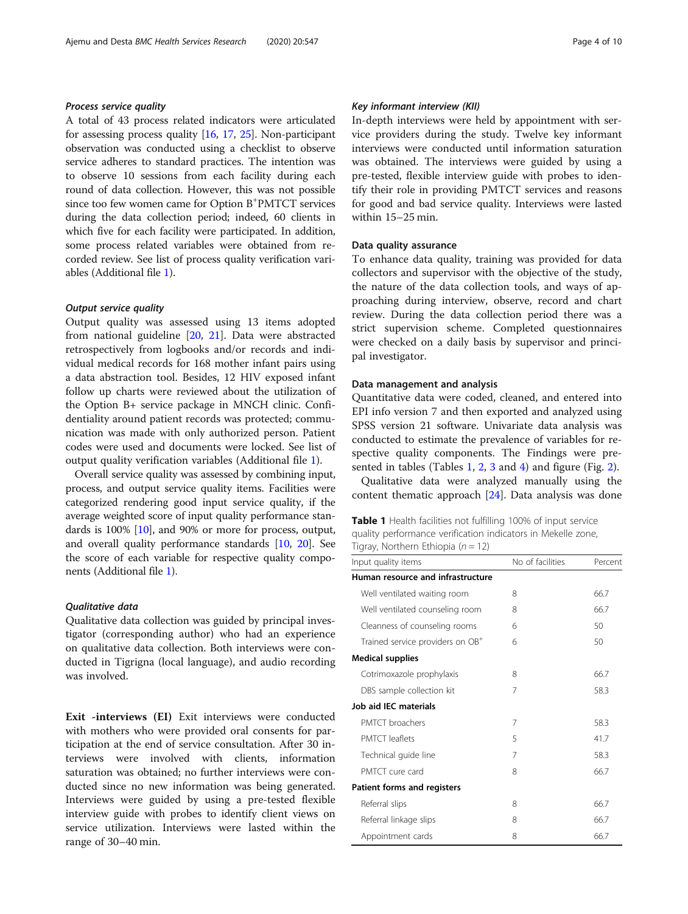#### *Process service quality*

A total of 43 process related indicators were articulated for assessing process quality [16, 17, 25]. Non-participant observation was conducted using a checklist to observe service adheres to standard practices. The intention was to observe 10 sessions from each facility during each round of data collection. However, this was not possible since too few women came for Option B[+]PMTCT services during the data collection period; indeed, 60 clients in which five for each facility were participated. In addition, some process related variables were obtained from recorded review. See list of process quality verification variables (Additional file 1).

#### *Output service quality*

Output quality was assessed using 13 items adopted from national guideline [20, 21]. Data were abstracted retrospectively from logbooks and/or records and individual medical records for 168 mother infant pairs using a data abstraction tool. Besides, 12 HIV exposed infant follow up charts were reviewed about the utilization of the Option B+ service package in MNCH clinic. Confidentiality around patient records was protected; communication was made with only authorized person. Patient codes were used and documents were locked. See list of output quality verification variables (Additional file 1).

Overall service quality was assessed by combining input, process, and output service quality items. Facilities were categorized rendering good input service quality, if the average weighted score of input quality performance standards is 100% [10], and 90% or more for process, output, and overall quality performance standards [10, 20]. See the score of each variable for respective quality components (Additional file 1).

#### *Qualitative data*

Qualitative data collection was guided by principal investigator (corresponding author) who had an experience on qualitative data collection. Both interviews were conducted in Tigrigna (local language), and audio recording was involved.

**Exit -interviews (EI)** Exit interviews were conducted with mothers who were provided oral consents for participation at the end of service consultation. After 30 interviews were involved with clients, information saturation was obtained; no further interviews were conducted since no new information was being generated. Interviews were guided by using a pre-tested flexible interview guide with probes to identify client views on service utilization. Interviews were lasted within the range of 30–40 min.

#### *Key informant interview (KII)*

In-depth interviews were held by appointment with service providers during the study. Twelve key informant interviews were conducted until information saturation was obtained. The interviews were guided by using a pre-tested, flexible interview guide with probes to identify their role in providing PMTCT services and reasons for good and bad service quality. Interviews were lasted within 15–25 min.

### Data quality assurance

To enhance data quality, training was provided for data collectors and supervisor with the objective of the study, the nature of the data collection tools, and ways of approaching during interview, observe, record and chart review. During the data collection period there was a strict supervision scheme. Completed questionnaires were checked on a daily basis by supervisor and principal investigator.

### Data management and analysis

Quantitative data were coded, cleaned, and entered into EPI info version 7 and then exported and analyzed using SPSS version 21 software. Univariate data analysis was conducted to estimate the prevalence of variables for respective quality components. The Findings were presented in tables (Tables 1, 2, 3 and 4) and figure (Fig. 2).

Qualitative data were analyzed manually using the content thematic approach [24]. Data analysis was done

**Table 1** Health facilities not fulfilling 100% of input service quality performance verification indicators in Mekelle zone, Tigray, Northern Ethiopia ($n = 12$)

| Input quality items | No of facilities | Percent |
|---|---|---|
| **Human resource and infrastructure** | | |
| Well ventilated waiting room | 8 | 66.7 |
| Well ventilated counseling room | 8 | 66.7 |
| Cleanness of counseling rooms | 6 | 50 |
| Trained service providers on OB[+] | 6 | 50 |
| **Medical supplies** | | |
| Cotrimoxazole prophylaxis | 8 | 66.7 |
| DBS sample collection kit | 7 | 58.3 |
| **Job aid IEC materials** | | |
| PMTCT broachers | 7 | 58.3 |
| PMTCT leaflets | 5 | 41.7 |
| Technical guide line | 7 | 58.3 |
| PMTCT cure card | 8 | 66.7 |
| **Patient forms and registers** | | |
| Referral slips | 8 | 66.7 |
| Referral linkage slips | 8 | 66.7 |
| Appointment cards | 8 | 66.7 |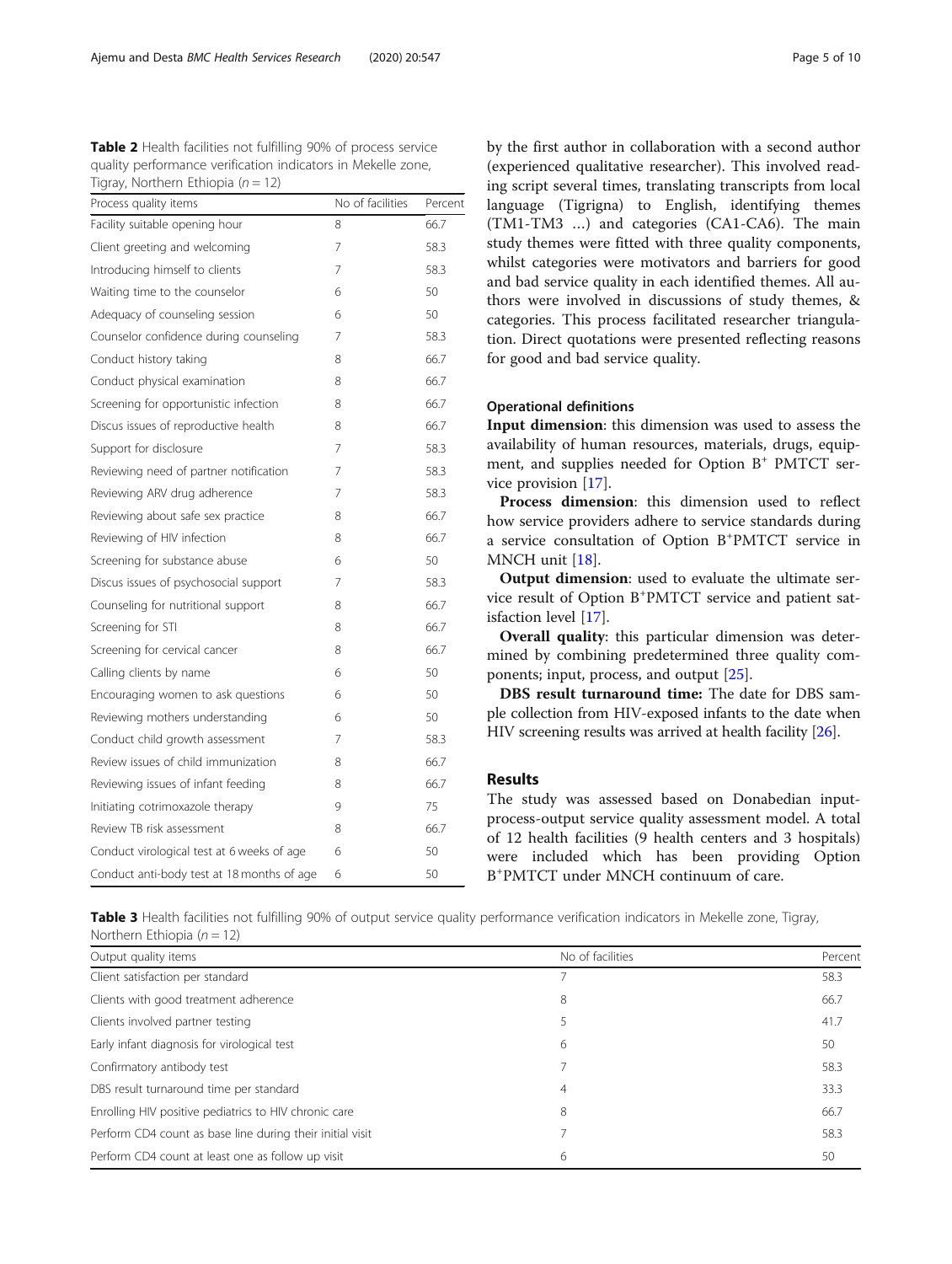**Table 2** Health facilities not fulfilling 90% of process service quality performance verification indicators in Mekelle zone, Tigray, Northern Ethiopia ($n = 12$)

| Process quality items | No of facilities | Percent |
|---|---|---|
| Facility suitable opening hour | 8 | 66.7 |
| Client greeting and welcoming | 7 | 58.3 |
| Introducing himself to clients | 7 | 58.3 |
| Waiting time to the counselor | 6 | 50 |
| Adequacy of counseling session | 6 | 50 |
| Counselor confidence during counseling | 7 | 58.3 |
| Conduct history taking | 8 | 66.7 |
| Conduct physical examination | 8 | 66.7 |
| Screening for opportunistic infection | 8 | 66.7 |
| Discus issues of reproductive health | 8 | 66.7 |
| Support for disclosure | 7 | 58.3 |
| Reviewing need of partner notification | 7 | 58.3 |
| Reviewing ARV drug adherence | 7 | 58.3 |
| Reviewing about safe sex practice | 8 | 66.7 |
| Reviewing of HIV infection | 8 | 66.7 |
| Screening for substance abuse | 6 | 50 |
| Discus issues of psychosocial support | 7 | 58.3 |
| Counseling for nutritional support | 8 | 66.7 |
| Screening for STI | 8 | 66.7 |
| Screening for cervical cancer | 8 | 66.7 |
| Calling clients by name | 6 | 50 |
| Encouraging women to ask questions | 6 | 50 |
| Reviewing mothers understanding | 6 | 50 |
| Conduct child growth assessment | 7 | 58.3 |
| Review issues of child immunization | 8 | 66.7 |
| Reviewing issues of infant feeding | 8 | 66.7 |
| Initiating cotrimoxazole therapy | 9 | 75 |
| Review TB risk assessment | 8 | 66.7 |
| Conduct virological test at 6 weeks of age | 6 | 50 |
| Conduct anti-body test at 18 months of age | 6 | 50 |

by the first author in collaboration with a second author (experienced qualitative researcher). This involved reading script several times, translating transcripts from local language (Tigrigna) to English, identifying themes (TM1-TM3 …) and categories (CA1-CA6). The main study themes were fitted with three quality components, whilst categories were motivators and barriers for good and bad service quality in each identified themes. All authors were involved in discussions of study themes, & categories. This process facilitated researcher triangulation. Direct quotations were presented reflecting reasons for good and bad service quality.

### Operational definitions

**Input dimension**: this dimension was used to assess the availability of human resources, materials, drugs, equipment, and supplies needed for Option B$^{+}$ PMTCT service provision [17].

**Process dimension**: this dimension used to reflect how service providers adhere to service standards during a service consultation of Option B$^{+}$PMTCT service in MNCH unit [18].

**Output dimension**: used to evaluate the ultimate service result of Option B$^{+}$PMTCT service and patient satisfaction level [17].

**Overall quality**: this particular dimension was determined by combining predetermined three quality components; input, process, and output [25].

**DBS result turnaround time:** The date for DBS sample collection from HIV-exposed infants to the date when HIV screening results was arrived at health facility [26].

## Results

The study was assessed based on Donabedian input-process-output service quality assessment model. A total of 12 health facilities (9 health centers and 3 hospitals) were included which has been providing Option B$^{+}$PMTCT under MNCH continuum of care.

**Table 3** Health facilities not fulfilling 90% of output service quality performance verification indicators in Mekelle zone, Tigray, Northern Ethiopia ($n = 12$)

| Output quality items | No of facilities | Percent |
|---|---|---|
| Client satisfaction per standard | 7 | 58.3 |
| Clients with good treatment adherence | 8 | 66.7 |
| Clients involved partner testing | 5 | 41.7 |
| Early infant diagnosis for virological test | 6 | 50 |
| Confirmatory antibody test | 7 | 58.3 |
| DBS result turnaround time per standard | 4 | 33.3 |
| Enrolling HIV positive pediatrics to HIV chronic care | 8 | 66.7 |
| Perform CD4 count as base line during their initial visit | 7 | 58.3 |
| Perform CD4 count at least one as follow up visit | 6 | 50 |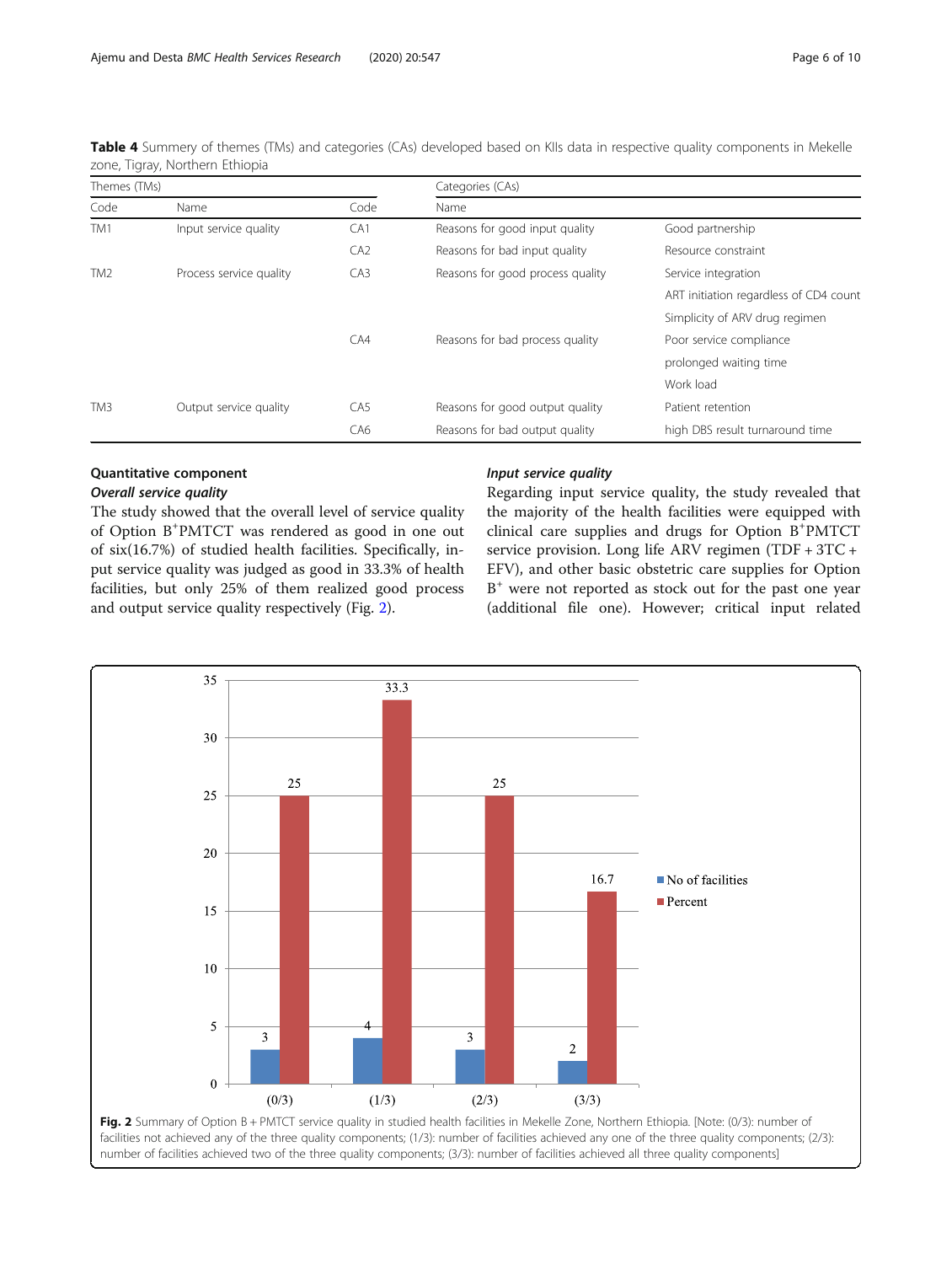**Table 4** Summery of themes (TMs) and categories (CAs) developed based on KIIs data in respective quality components in Mekelle zone, Tigray, Northern Ethiopia

| Themes (TMs) | | Categories (CAs) | | |
|---|---|---|---|---|
| Code | Name | Code | Name | |
| TM1 | Input service quality | CA1 | Reasons for good input quality | Good partnership |
| | | CA2 | Reasons for bad input quality | Resource constraint |
| TM2 | Process service quality | CA3 | Reasons for good process quality | Service integration |
| | | | | ART initiation regardless of CD4 count |
| | | | | Simplicity of ARV drug regimen |
| | | CA4 | Reasons for bad process quality | Poor service compliance |
| | | | | prolonged waiting time |
| | | | | Work load |
| TM3 | Output service quality | CA5 | Reasons for good output quality | Patient retention |
| | | CA6 | Reasons for bad output quality | high DBS result turnaround time |

## Quantitative component

### *Overall service quality*

The study showed that the overall level of service quality of Option B$^{+}$PMTCT was rendered as good in one out of six(16.7%) of studied health facilities. Specifically, input service quality was judged as good in 33.3% of health facilities, but only 25% of them realized good process and output service quality respectively (Fig. 2).

### *Input service quality*

Regarding input service quality, the study revealed that the majority of the health facilities were equipped with clinical care supplies and drugs for Option B$^{+}$PMTCT service provision. Long life ARV regimen (TDF + 3TC + EFV), and other basic obstetric care supplies for Option B$^{+}$ were not reported as stock out for the past one year (additional file one). However; critical input related

| | (0/3) | (1/3) | (2/3) | (3/3) |
|---|---|---|---|---|
| No of facilities | 3 | 4 | 3 | 2 |
| Percent | 25 | 33.3 | 25 | 16.7 |

**Fig. 2** Summary of Option B + PMTCT service quality in studied health facilities in Mekelle Zone, Northern Ethiopia. [Note: (0/3): number of facilities not achieved any of the three quality components; (1/3): number of facilities achieved any one of the three quality components; (2/3): number of facilities achieved two of the three quality components; (3/3): number of facilities achieved all three quality components]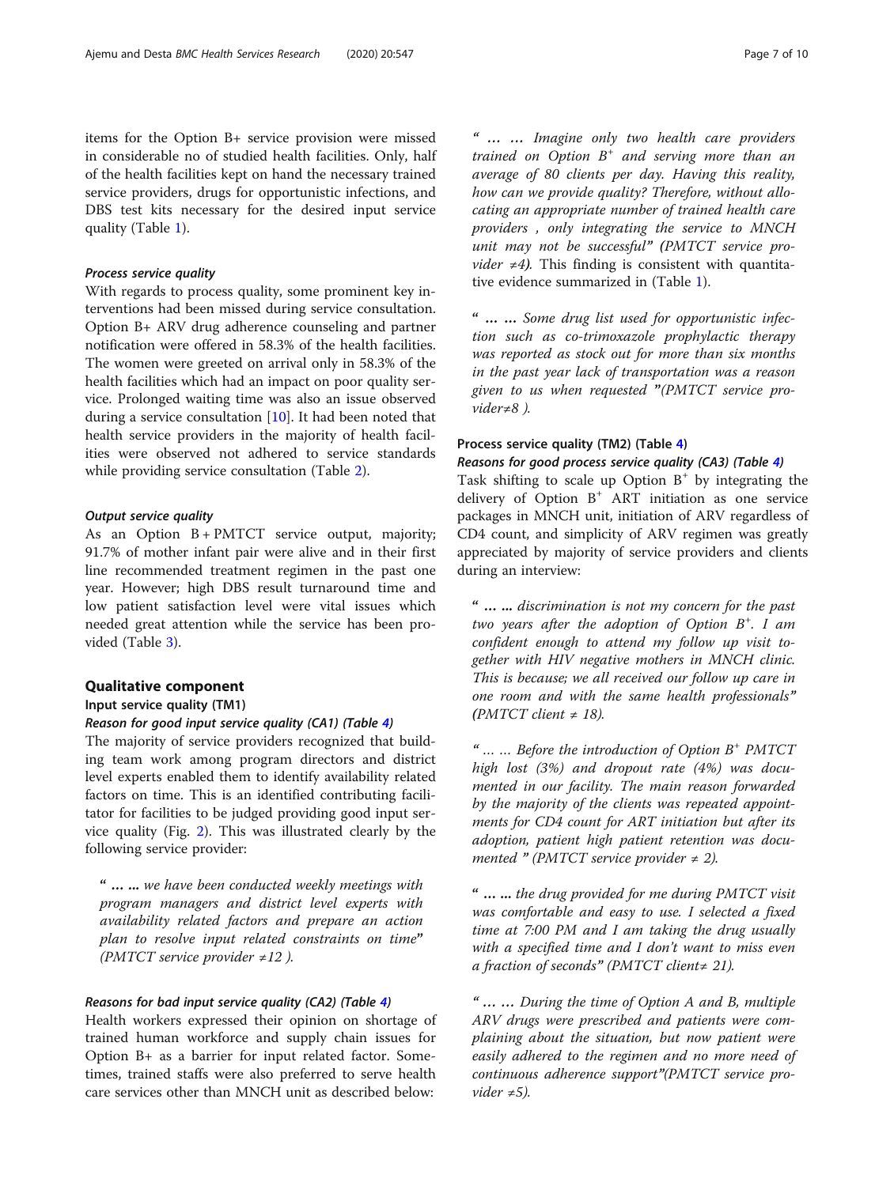items for the Option B+ service provision were missed in considerable no of studied health facilities. Only, half of the health facilities kept on hand the necessary trained service providers, drugs for opportunistic infections, and DBS test kits necessary for the desired input service quality (Table 1).

#### *Process service quality*

With regards to process quality, some prominent key interventions had been missed during service consultation. Option B+ ARV drug adherence counseling and partner notification were offered in 58.3% of the health facilities. The women were greeted on arrival only in 58.3% of the health facilities which had an impact on poor quality service. Prolonged waiting time was also an issue observed during a service consultation [10]. It had been noted that health service providers in the majority of health facilities were observed not adhered to service standards while providing service consultation (Table 2).

#### *Output service quality*

As an Option B + PMTCT service output, majority; 91.7% of mother infant pair were alive and in their first line recommended treatment regimen in the past one year. However; high DBS result turnaround time and low patient satisfaction level were vital issues which needed great attention while the service has been provided (Table 3).

## Qualitative component

### Input service quality (TM1)

#### *Reason for good input service quality (CA1) (Table 4)*

The majority of service providers recognized that building team work among program directors and district level experts enabled them to identify availability related factors on time. This is an identified contributing facilitator for facilities to be judged providing good input service quality (Fig. 2). This was illustrated clearly by the following service provider:

> *" … … we have been conducted weekly meetings with program managers and district level experts with availability related factors and prepare an action plan to resolve input related constraints on time" (PMTCT service provider ≠12 ).*

#### *Reasons for bad input service quality (CA2) (Table 4)*

Health workers expressed their opinion on shortage of trained human workforce and supply chain issues for Option B+ as a barrier for input related factor. Sometimes, trained staffs were also preferred to serve health care services other than MNCH unit as described below:

> *" … … Imagine only two health care providers trained on Option B$^{+}$ and serving more than an average of 80 clients per day. Having this reality, how can we provide quality? Therefore, without allocating an appropriate number of trained health care providers , only integrating the service to MNCH unit may not be successful" (PMTCT service provider ≠4).* This finding is consistent with quantitative evidence summarized in (Table 1).

> *" … … Some drug list used for opportunistic infection such as co-trimoxazole prophylactic therapy was reported as stock out for more than six months in the past year lack of transportation was a reason given to us when requested "(PMTCT service provider≠8 ).*

### Process service quality (TM2) (Table 4)

#### *Reasons for good process service quality (CA3) (Table 4)*

Task shifting to scale up Option B$^{+}$ by integrating the delivery of Option B$^{+}$ ART initiation as one service packages in MNCH unit, initiation of ARV regardless of CD4 count, and simplicity of ARV regimen was greatly appreciated by majority of service providers and clients during an interview:

> *" … … discrimination is not my concern for the past two years after the adoption of Option B$^{+}$. I am confident enough to attend my follow up visit together with HIV negative mothers in MNCH clinic. This is because; we all received our follow up care in one room and with the same health professionals" (PMTCT client ≠ 18).*

> *" … … Before the introduction of Option B$^{+}$ PMTCT high lost (3%) and dropout rate (4%) was documented in our facility. The main reason forwarded by the majority of the clients was repeated appointments for CD4 count for ART initiation but after its adoption, patient high patient retention was documented " (PMTCT service provider ≠ 2).*

> *" … … the drug provided for me during PMTCT visit was comfortable and easy to use. I selected a fixed time at 7:00 PM and I am taking the drug usually with a specified time and I don't want to miss even a fraction of seconds" (PMTCT client≠ 21).*

> *" … … During the time of Option A and B, multiple ARV drugs were prescribed and patients were complaining about the situation, but now patient were easily adhered to the regimen and no more need of continuous adherence support"(PMTCT service provider ≠5).*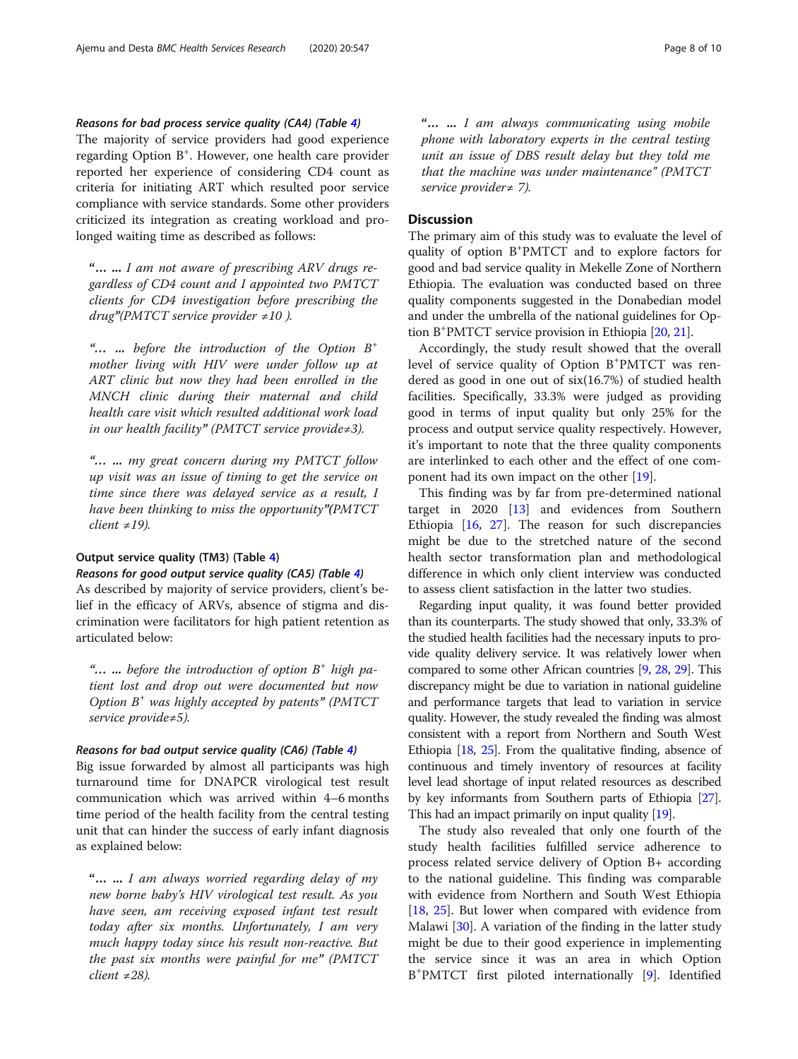#### Reasons for bad process service quality (CA4) (Table 4)

The majority of service providers had good experience regarding Option B+. However, one health care provider reported her experience of considering CD4 count as criteria for initiating ART which resulted poor service compliance with service standards. Some other providers criticized its integration as creating workload and prolonged waiting time as described as follows:

> "… … I am not aware of prescribing ARV drugs regardless of CD4 count and I appointed two PMTCT clients for CD4 investigation before prescribing the drug"(PMTCT service provider ≠10 ).

> "… … before the introduction of the Option B+ mother living with HIV were under follow up at ART clinic but now they had been enrolled in the MNCH clinic during their maternal and child health care visit which resulted additional work load in our health facility" (PMTCT service provide≠3).

> "… … my great concern during my PMTCT follow up visit was an issue of timing to get the service on time since there was delayed service as a result, I have been thinking to miss the opportunity"(PMTCT client ≠19).

### Output service quality (TM3) (Table 4)

#### Reasons for good output service quality (CA5) (Table 4)

As described by majority of service providers, client's belief in the efficacy of ARVs, absence of stigma and discrimination were facilitators for high patient retention as articulated below:

> "… … before the introduction of option B+ high patient lost and drop out were documented but now Option B+ was highly accepted by patents" (PMTCT service provide≠5).

#### Reasons for bad output service quality (CA6) (Table 4)

Big issue forwarded by almost all participants was high turnaround time for DNAPCR virological test result communication which was arrived within 4–6 months time period of the health facility from the central testing unit that can hinder the success of early infant diagnosis as explained below:

> "… … I am always worried regarding delay of my new borne baby's HIV virological test result. As you have seen, am receiving exposed infant test result today after six months. Unfortunately, I am very much happy today since his result non-reactive. But the past six months were painful for me" (PMTCT client ≠28).

> "… … I am always communicating using mobile phone with laboratory experts in the central testing unit an issue of DBS result delay but they told me that the machine was under maintenance" (PMTCT service provider≠ 7).

## Discussion

The primary aim of this study was to evaluate the level of quality of option B+PMTCT and to explore factors for good and bad service quality in Mekelle Zone of Northern Ethiopia. The evaluation was conducted based on three quality components suggested in the Donabedian model and under the umbrella of the national guidelines for Option B+PMTCT service provision in Ethiopia [20, 21].

Accordingly, the study result showed that the overall level of service quality of Option B+PMTCT was rendered as good in one out of six(16.7%) of studied health facilities. Specifically, 33.3% were judged as providing good in terms of input quality but only 25% for the process and output service quality respectively. However, it's important to note that the three quality components are interlinked to each other and the effect of one component had its own impact on the other [19].

This finding was by far from pre-determined national target in 2020 [13] and evidences from Southern Ethiopia [16, 27]. The reason for such discrepancies might be due to the stretched nature of the second health sector transformation plan and methodological difference in which only client interview was conducted to assess client satisfaction in the latter two studies.

Regarding input quality, it was found better provided than its counterparts. The study showed that only, 33.3% of the studied health facilities had the necessary inputs to provide quality delivery service. It was relatively lower when compared to some other African countries [9, 28, 29]. This discrepancy might be due to variation in national guideline and performance targets that lead to variation in service quality. However, the study revealed the finding was almost consistent with a report from Northern and South West Ethiopia [18, 25]. From the qualitative finding, absence of continuous and timely inventory of resources at facility level lead shortage of input related resources as described by key informants from Southern parts of Ethiopia [27]. This had an impact primarily on input quality [19].

The study also revealed that only one fourth of the study health facilities fulfilled service adherence to process related service delivery of Option B+ according to the national guideline. This finding was comparable with evidence from Northern and South West Ethiopia [18, 25]. But lower when compared with evidence from Malawi [30]. A variation of the finding in the latter study might be due to their good experience in implementing the service since it was an area in which Option B+PMTCT first piloted internationally [9]. Identified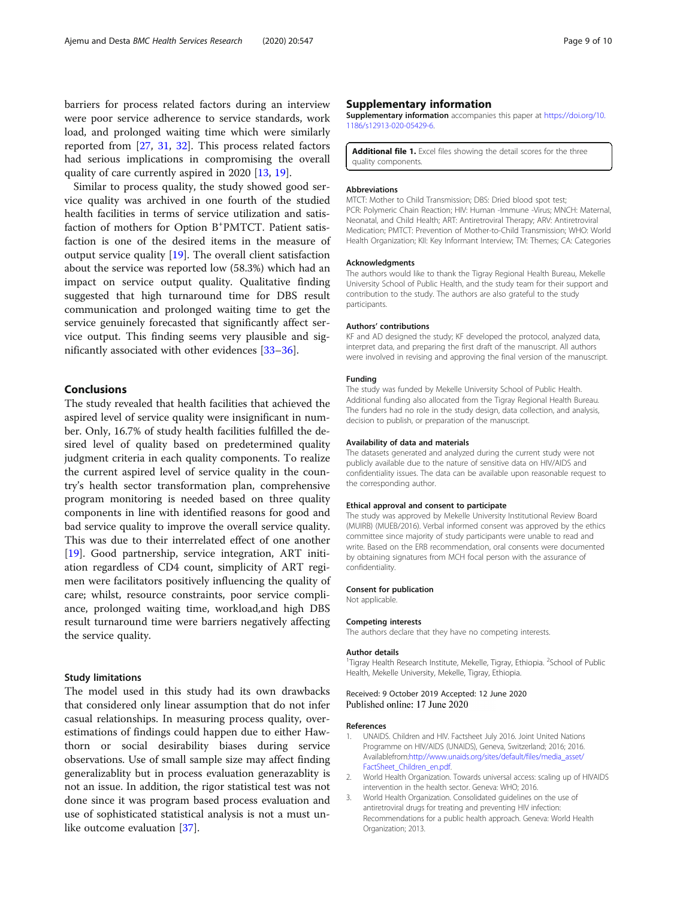barriers for process related factors during an interview were poor service adherence to service standards, work load, and prolonged waiting time which were similarly reported from [27, 31, 32]. This process related factors had serious implications in compromising the overall quality of care currently aspired in 2020 [13, 19].

Similar to process quality, the study showed good service quality was archived in one fourth of the studied health facilities in terms of service utilization and satisfaction of mothers for Option B+PMTCT. Patient satisfaction is one of the desired items in the measure of output service quality [19]. The overall client satisfaction about the service was reported low (58.3%) which had an impact on service output quality. Qualitative finding suggested that high turnaround time for DBS result communication and prolonged waiting time to get the service genuinely forecasted that significantly affect service output. This finding seems very plausible and significantly associated with other evidences [33–36].

## Conclusions

The study revealed that health facilities that achieved the aspired level of service quality were insignificant in number. Only, 16.7% of study health facilities fulfilled the desired level of quality based on predetermined quality judgment criteria in each quality components. To realize the current aspired level of service quality in the country's health sector transformation plan, comprehensive program monitoring is needed based on three quality components in line with identified reasons for good and bad service quality to improve the overall service quality. This was due to their interrelated effect of one another [19]. Good partnership, service integration, ART initiation regardless of CD4 count, simplicity of ART regimen were facilitators positively influencing the quality of care; whilst, resource constraints, poor service compliance, prolonged waiting time, workload,and high DBS result turnaround time were barriers negatively affecting the service quality.

### Study limitations

The model used in this study had its own drawbacks that considered only linear assumption that do not infer casual relationships. In measuring process quality, overestimations of findings could happen due to either Hawthorn or social desirability biases during service observations. Use of small sample size may affect finding generalizablity but in process evaluation generazablity is not an issue. In addition, the rigor statistical test was not done since it was program based process evaluation and use of sophisticated statistical analysis is not a must unlike outcome evaluation [37].

## Supplementary information

**Supplementary information** accompanies this paper at https://doi.org/10.1186/s12913-020-05429-6.

**Additional file 1.** Excel files showing the detail scores for the three quality components.

#### Abbreviations

MTCT: Mother to Child Transmission; DBS: Dried blood spot test; PCR: Polymeric Chain Reaction; HIV: Human -Immune -Virus; MNCH: Maternal, Neonatal, and Child Health; ART: Antiretroviral Therapy; ARV: Antiretroviral Medication; PMTCT: Prevention of Mother-to-Child Transmission; WHO: World Health Organization; KII: Key Informant Interview; TM: Themes; CA: Categories

#### Acknowledgments

The authors would like to thank the Tigray Regional Health Bureau, Mekelle University School of Public Health, and the study team for their support and contribution to the study. The authors are also grateful to the study participants.

#### Authors' contributions

KF and AD designed the study; KF developed the protocol, analyzed data, interpret data, and preparing the first draft of the manuscript. All authors were involved in revising and approving the final version of the manuscript.

#### Funding

The study was funded by Mekelle University School of Public Health. Additional funding also allocated from the Tigray Regional Health Bureau. The funders had no role in the study design, data collection, and analysis, decision to publish, or preparation of the manuscript.

#### Availability of data and materials

The datasets generated and analyzed during the current study were not publicly available due to the nature of sensitive data on HIV/AIDS and confidentiality issues. The data can be available upon reasonable request to the corresponding author.

#### Ethical approval and consent to participate

The study was approved by Mekelle University Institutional Review Board (MUIRB) (MUEB/2016). Verbal informed consent was approved by the ethics committee since majority of study participants were unable to read and write. Based on the ERB recommendation, oral consents were documented by obtaining signatures from MCH focal person with the assurance of confidentiality.

#### Consent for publication

Not applicable.

#### Competing interests

The authors declare that they have no competing interests.

#### Author details

[1]Tigray Health Research Institute, Mekelle, Tigray, Ethiopia. [2]School of Public Health, Mekelle University, Mekelle, Tigray, Ethiopia.

Received: 9 October 2019 Accepted: 12 June 2020
Published online: 17 June 2020

#### References

1. UNAIDS. Children and HIV. Factsheet July 2016. Joint United Nations Programme on HIV/AIDS (UNAIDS), Geneva, Switzerland; 2016; 2016. Availablefrom:http://www.unaids.org/sites/default/files/media_asset/FactSheet_Children_en.pdf.
2. World Health Organization. Towards universal access: scaling up of HIVAIDS intervention in the health sector. Geneva: WHO; 2016.
3. World Health Organization. Consolidated guidelines on the use of antiretroviral drugs for treating and preventing HIV infection: Recommendations for a public health approach. Geneva: World Health Organization; 2013.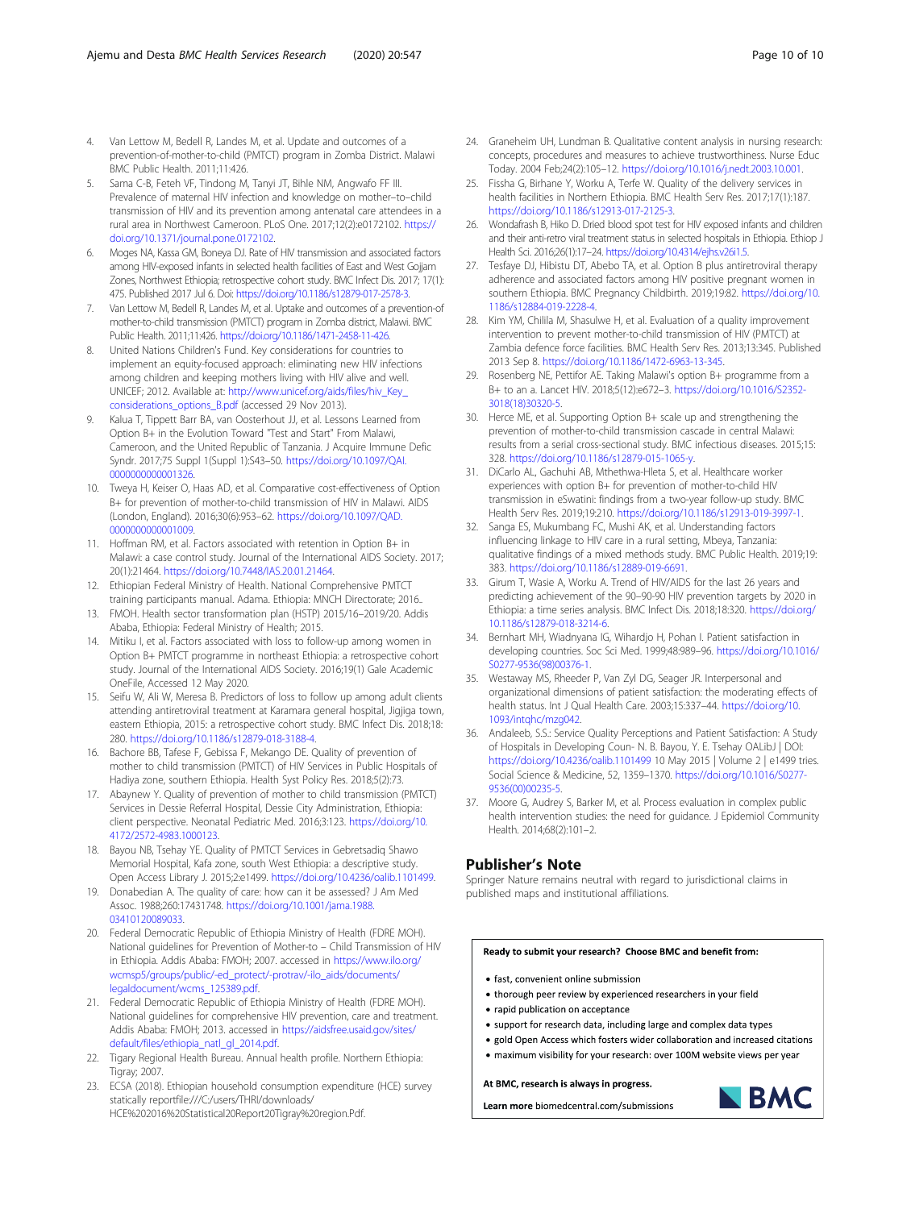4. Van Lettow M, Bedell R, Landes M, et al. Update and outcomes of a prevention-of-mother-to-child (PMTCT) program in Zomba District. Malawi BMC Public Health. 2011;11:426.
5. Sama C-B, Feteh VF, Tindong M, Tanyi JT, Bihle NM, Angwafo FF III. Prevalence of maternal HIV infection and knowledge on mother–to–child transmission of HIV and its prevention among antenatal care attendees in a rural area in Northwest Cameroon. PLoS One. 2017;12(2):e0172102. https://doi.org/10.1371/journal.pone.0172102.
6. Moges NA, Kassa GM, Boneya DJ. Rate of HIV transmission and associated factors among HIV-exposed infants in selected health facilities of East and West Gojjam Zones, Northwest Ethiopia; retrospective cohort study. BMC Infect Dis. 2017; 17(1): 475. Published 2017 Jul 6. Doi: https://doi.org/10.1186/s12879-017-2578-3.
7. Van Lettow M, Bedell R, Landes M, et al. Uptake and outcomes of a prevention-of mother-to-child transmission (PMTCT) program in Zomba district, Malawi. BMC Public Health. 2011;11:426. https://doi.org/10.1186/1471-2458-11-426.
8. United Nations Children's Fund. Key considerations for countries to implement an equity-focused approach: eliminating new HIV infections among children and keeping mothers living with HIV alive and well. UNICEF; 2012. Available at: http://www.unicef.org/aids/files/hiv_Key_considerations_options_B.pdf (accessed 29 Nov 2013).
9. Kalua T, Tippett Barr BA, van Oosterhout JJ, et al. Lessons Learned from Option B+ in the Evolution Toward "Test and Start" From Malawi, Cameroon, and the United Republic of Tanzania. J Acquire Immune Defic Syndr. 2017;75 Suppl 1(Suppl 1):S43–50. https://doi.org/10.1097/QAI.0000000000001326.
10. Tweya H, Keiser O, Haas AD, et al. Comparative cost-effectiveness of Option B+ for prevention of mother-to-child transmission of HIV in Malawi. AIDS (London, England). 2016;30(6):953–62. https://doi.org/10.1097/QAD.0000000000001009.
11. Hoffman RM, et al. Factors associated with retention in Option B+ in Malawi: a case control study. Journal of the International AIDS Society. 2017; 20(1):21464. https://doi.org/10.7448/IAS.20.01.21464.
12. Ethiopian Federal Ministry of Health. National Comprehensive PMTCT training participants manual. Adama. Ethiopia: MNCH Directorate; 2016..
13. FMOH. Health sector transformation plan (HSTP) 2015/16–2019/20. Addis Ababa, Ethiopia: Federal Ministry of Health; 2015.
14. Mitiku I, et al. Factors associated with loss to follow-up among women in Option B+ PMTCT programme in northeast Ethiopia: a retrospective cohort study. Journal of the International AIDS Society. 2016;19(1) Gale Academic OneFile, Accessed 12 May 2020.
15. Seifu W, Ali W, Meresa B. Predictors of loss to follow up among adult clients attending antiretroviral treatment at Karamara general hospital, Jigjiga town, eastern Ethiopia, 2015: a retrospective cohort study. BMC Infect Dis. 2018;18: 280. https://doi.org/10.1186/s12879-018-3188-4.
16. Bachore BB, Tafese F, Gebissa F, Mekango DE. Quality of prevention of mother to child transmission (PMTCT) of HIV Services in Public Hospitals of Hadiya zone, southern Ethiopia. Health Syst Policy Res. 2018;5(2):73.
17. Abaynew Y. Quality of prevention of mother to child transmission (PMTCT) Services in Dessie Referral Hospital, Dessie City Administration, Ethiopia: client perspective. Neonatal Pediatric Med. 2016;3:123. https://doi.org/10.4172/2572-4983.1000123.
18. Bayou NB, Tsehay YE. Quality of PMTCT Services in Gebretsadiq Shawo Memorial Hospital, Kafa zone, south West Ethiopia: a descriptive study. Open Access Library J. 2015;2:e1499. https://doi.org/10.4236/oalib.1101499.
19. Donabedian A. The quality of care: how can it be assessed? J Am Med Assoc. 1988;260:17431748. https://doi.org/10.1001/jama.1988.03410120089033.
20. Federal Democratic Republic of Ethiopia Ministry of Health (FDRE MOH). National guidelines for Prevention of Mother-to – Child Transmission of HIV in Ethiopia. Addis Ababa: FMOH; 2007. accessed in https://www.ilo.org/wcmsp5/groups/public/-ed_protect/-protrav/-ilo_aids/documents/legaldocument/wcms_125389.pdf.
21. Federal Democratic Republic of Ethiopia Ministry of Health (FDRE MOH). National guidelines for comprehensive HIV prevention, care and treatment. Addis Ababa: FMOH; 2013. accessed in https://aidsfree.usaid.gov/sites/default/files/ethiopia_natl_gl_2014.pdf.
22. Tigary Regional Health Bureau. Annual health profile. Northern Ethiopia: Tigray; 2007.
23. ECSA (2018). Ethiopian household consumption expenditure (HCE) survey statically reportfile:///C:/users/THRI/downloads/HCE%202016%20Statistical20Report20Tigray%20region.Pdf.
24. Graneheim UH, Lundman B. Qualitative content analysis in nursing research: concepts, procedures and measures to achieve trustworthiness. Nurse Educ Today. 2004 Feb;24(2):105–12. https://doi.org/10.1016/j.nedt.2003.10.001.
25. Fissha G, Birhane Y, Worku A, Terfe W. Quality of the delivery services in health facilities in Northern Ethiopia. BMC Health Serv Res. 2017;17(1):187. https://doi.org/10.1186/s12913-017-2125-3.
26. Wondafrash B, Hiko D. Dried blood spot test for HIV exposed infants and children and their anti-retro viral treatment status in selected hospitals in Ethiopia. Ethiop J Health Sci. 2016;26(1):17–24. https://doi.org/10.4314/ejhs.v26i1.5.
27. Tesfaye DJ, Hibistu DT, Abebo TA, et al. Option B plus antiretroviral therapy adherence and associated factors among HIV positive pregnant women in southern Ethiopia. BMC Pregnancy Childbirth. 2019;19:82. https://doi.org/10.1186/s12884-019-2228-4.
28. Kim YM, Chilila M, Shasulwe H, et al. Evaluation of a quality improvement intervention to prevent mother-to-child transmission of HIV (PMTCT) at Zambia defence force facilities. BMC Health Serv Res. 2013;13:345. Published 2013 Sep 8. https://doi.org/10.1186/1472-6963-13-345.
29. Rosenberg NE, Pettifor AE. Taking Malawi's option B+ programme from a B+ to an a. Lancet HIV. 2018;5(12):e672–3. https://doi.org/10.1016/S2352-3018(18)30320-5.
30. Herce ME, et al. Supporting Option B+ scale up and strengthening the prevention of mother-to-child transmission cascade in central Malawi: results from a serial cross-sectional study. BMC infectious diseases. 2015;15: 328. https://doi.org/10.1186/s12879-015-1065-y.
31. DiCarlo AL, Gachuhi AB, Mthethwa-Hleta S, et al. Healthcare worker experiences with option B+ for prevention of mother-to-child HIV transmission in eSwatini: findings from a two-year follow-up study. BMC Health Serv Res. 2019;19:210. https://doi.org/10.1186/s12913-019-3997-1.
32. Sanga ES, Mukumbang FC, Mushi AK, et al. Understanding factors influencing linkage to HIV care in a rural setting, Mbeya, Tanzania: qualitative findings of a mixed methods study. BMC Public Health. 2019;19: 383. https://doi.org/10.1186/s12889-019-6691.
33. Girum T, Wasie A, Worku A. Trend of HIV/AIDS for the last 26 years and predicting achievement of the 90–90-90 HIV prevention targets by 2020 in Ethiopia: a time series analysis. BMC Infect Dis. 2018;18:320. https://doi.org/10.1186/s12879-018-3214-6.
34. Bernhart MH, Wiadnyana IG, Wihardjo H, Pohan I. Patient satisfaction in developing countries. Soc Sci Med. 1999;48:989–96. https://doi.org/10.1016/S0277-9536(98)00376-1.
35. Westaway MS, Rheeder P, Van Zyl DG, Seager JR. Interpersonal and organizational dimensions of patient satisfaction: the moderating effects of health status. Int J Qual Health Care. 2003;15:337–44. https://doi.org/10.1093/intqhc/mzg042.
36. Andaleeb, S.S.: Service Quality Perceptions and Patient Satisfaction: A Study of Hospitals in Developing Coun- N. B. Bayou, Y. E. Tsehay OALibJ | DOI: https://doi.org/10.4236/oalib.1101499 10 May 2015 | Volume 2 | e1499 tries. Social Science & Medicine, 52, 1359–1370. https://doi.org/10.1016/S0277-9536(00)00235-5.
37. Moore G, Audrey S, Barker M, et al. Process evaluation in complex public health intervention studies: the need for guidance. J Epidemiol Community Health. 2014;68(2):101–2.

## Publisher's Note

Springer Nature remains neutral with regard to jurisdictional claims in published maps and institutional affiliations.

**Ready to submit your research? Choose BMC and benefit from:**

- fast, convenient online submission
- thorough peer review by experienced researchers in your field
- rapid publication on acceptance
- support for research data, including large and complex data types
- gold Open Access which fosters wider collaboration and increased citations
- maximum visibility for your research: over 100M website views per year

**At BMC, research is always in progress.**

**Learn more** biomedcentral.com/submissions

BMC